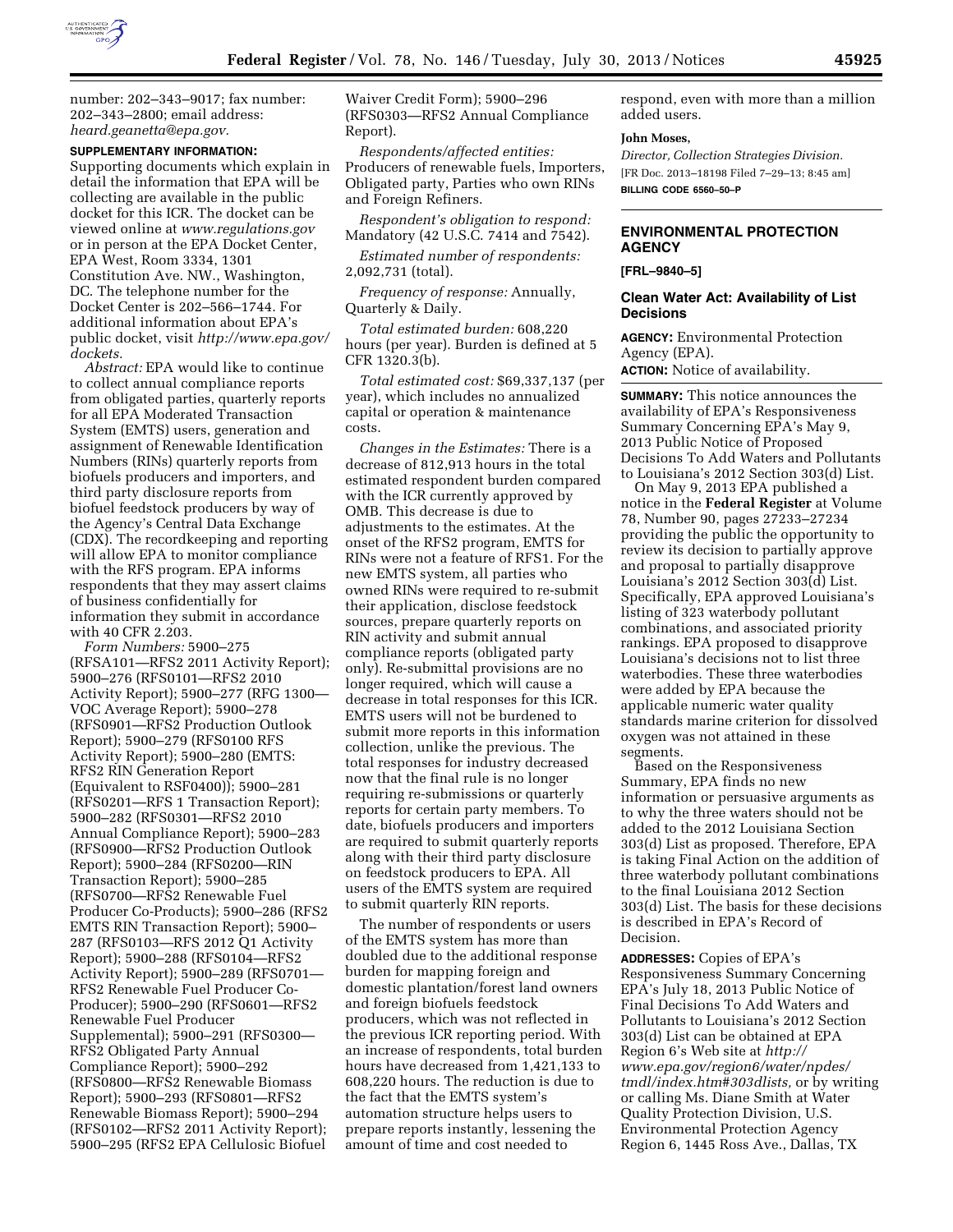number: 202–343–9017; fax number: 202–343–2800; email address: *heard.geanetta@epa.gov.*

**SUPPLEMENTARY INFORMATION:** Supporting documents which explain in detail the information that EPA will be collecting are available in the public docket for this ICR. The docket can be viewed online at *www.regulations.gov* or in person at the EPA Docket Center, EPA West, Room 3334, 1301 Constitution Ave. NW., Washington, DC. The telephone number for the Docket Center is 202–566–1744. For additional information about EPA's public docket, visit *http://www.epa.gov/dockets.*

*Abstract:* EPA would like to continue to collect annual compliance reports from obligated parties, quarterly reports for all EPA Moderated Transaction System (EMTS) users, generation and assignment of Renewable Identification Numbers (RINs) quarterly reports from biofuels producers and importers, and third party disclosure reports from biofuel feedstock producers by way of the Agency's Central Data Exchange (CDX). The recordkeeping and reporting will allow EPA to monitor compliance with the RFS program. EPA informs respondents that they may assert claims of business confidentially for information they submit in accordance with 40 CFR 2.203.

*Form Numbers:* 5900–275 (RFSA101—RFS2 2011 Activity Report); 5900–276 (RFS0101—RFS2 2010 Activity Report); 5900–277 (RFG 1300—VOC Average Report); 5900–278 (RFS0901—RFS2 Production Outlook Report); 5900–279 (RFS0100 RFS Activity Report); 5900–280 (EMTS: RFS2 RIN Generation Report (Equivalent to RSF0400)); 5900–281 (RFS0201—RFS 1 Transaction Report); 5900–282 (RFS0301—RFS2 2010 Annual Compliance Report); 5900–283 (RFS0900—RFS2 Production Outlook Report); 5900–284 (RFS0200—RIN Transaction Report); 5900–285 (RFS0700—RFS2 Renewable Fuel Producer Co-Products); 5900–286 (RFS2 EMTS RIN Transaction Report); 5900–287 (RFS0103—RFS 2012 Q1 Activity Report); 5900–288 (RFS0104—RFS2 Activity Report); 5900–289 (RFS0701—RFS2 Renewable Fuel Producer Co-Producer); 5900–290 (RFS0601—RFS2 Renewable Fuel Producer Supplemental); 5900–291 (RFS0300—RFS2 Obligated Party Annual Compliance Report); 5900–292 (RFS0800—RFS2 Renewable Biomass Report); 5900–293 (RFS0801—RFS2 Renewable Biomass Report); 5900–294 (RFS0102—RFS2 2011 Activity Report); 5900–295 (RFS2 EPA Cellulosic Biofuel Waiver Credit Form); 5900–296 (RFS0303—RFS2 Annual Compliance Report).

*Respondents/affected entities:* Producers of renewable fuels, Importers, Obligated party, Parties who own RINs and Foreign Refiners.

*Respondent's obligation to respond:* Mandatory (42 U.S.C. 7414 and 7542).

*Estimated number of respondents:* 2,092,731 (total).

*Frequency of response:* Annually, Quarterly & Daily.

*Total estimated burden:* 608,220 hours (per year). Burden is defined at 5 CFR 1320.3(b).

*Total estimated cost:* $69,337,137 (per year), which includes no annualized capital or operation & maintenance costs.

*Changes in the Estimates:* There is a decrease of 812,913 hours in the total estimated respondent burden compared with the ICR currently approved by OMB. This decrease is due to adjustments to the estimates. At the onset of the RFS2 program, EMTS for RINs were not a feature of RFS1. For the new EMTS system, all parties who owned RINs were required to re-submit their application, disclose feedstock sources, prepare quarterly reports on RIN activity and submit annual compliance reports (obligated party only). Re-submittal provisions are no longer required, which will cause a decrease in total responses for this ICR. EMTS users will not be burdened to submit more reports in this information collection, unlike the previous. The total responses for industry decreased now that the final rule is no longer requiring re-submissions or quarterly reports for certain party members. To date, biofuels producers and importers are required to submit quarterly reports along with their third party disclosure on feedstock producers to EPA. All users of the EMTS system are required to submit quarterly RIN reports.

The number of respondents or users of the EMTS system has more than doubled due to the additional response burden for mapping foreign and domestic plantation/forest land owners and foreign biofuels feedstock producers, which was not reflected in the previous ICR reporting period. With an increase of respondents, total burden hours have decreased from 1,421,133 to 608,220 hours. The reduction is due to the fact that the EMTS system's automation structure helps users to prepare reports instantly, lessening the amount of time and cost needed to respond, even with more than a million added users.

**John Moses,**

*Director, Collection Strategies Division.*

[FR Doc. 2013–18198 Filed 7–29–13; 8:45 am]

**BILLING CODE 6560–50–P**

## ENVIRONMENTAL PROTECTION AGENCY

**[FRL–9840–5]**

### Clean Water Act: Availability of List Decisions

**AGENCY:** Environmental Protection Agency (EPA).

**ACTION:** Notice of availability.

**SUMMARY:** This notice announces the availability of EPA's Responsiveness Summary Concerning EPA's May 9, 2013 Public Notice of Proposed Decisions To Add Waters and Pollutants to Louisiana's 2012 Section 303(d) List.

On May 9, 2013 EPA published a notice in the **Federal Register** at Volume 78, Number 90, pages 27233–27234 providing the public the opportunity to review its decision to partially approve and proposal to partially disapprove Louisiana's 2012 Section 303(d) List. Specifically, EPA approved Louisiana's listing of 323 waterbody pollutant combinations, and associated priority rankings. EPA proposed to disapprove Louisiana's decisions not to list three waterbodies. These three waterbodies were added by EPA because the applicable numeric water quality standards marine criterion for dissolved oxygen was not attained in these segments.

Based on the Responsiveness Summary, EPA finds no new information or persuasive arguments as to why the three waters should not be added to the 2012 Louisiana Section 303(d) List as proposed. Therefore, EPA is taking Final Action on the addition of three waterbody pollutant combinations to the final Louisiana 2012 Section 303(d) List. The basis for these decisions is described in EPA's Record of Decision.

**ADDRESSES:** Copies of EPA's Responsiveness Summary Concerning EPA's July 18, 2013 Public Notice of Final Decisions To Add Waters and Pollutants to Louisiana's 2012 Section 303(d) List can be obtained at EPA Region 6's Web site at *http://www.epa.gov/region6/water/npdes/tmdl/index.htm#303dlists,* or by writing or calling Ms. Diane Smith at Water Quality Protection Division, U.S. Environmental Protection Agency Region 6, 1445 Ross Ave., Dallas, TX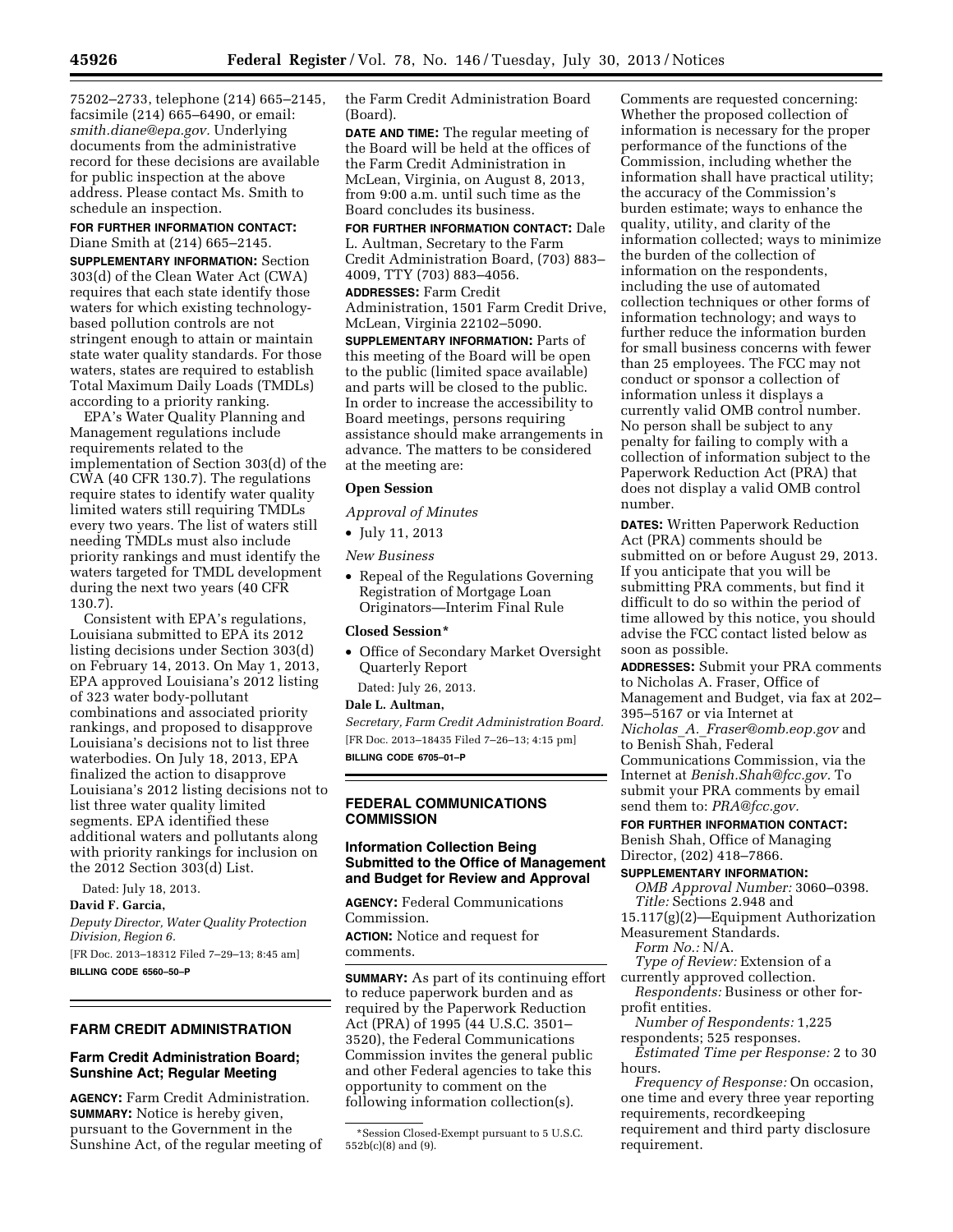75202–2733, telephone (214) 665–2145, facsimile (214) 665–6490, or email: *smith.diane@epa.gov.* Underlying documents from the administrative record for these decisions are available for public inspection at the above address. Please contact Ms. Smith to schedule an inspection.

**FOR FURTHER INFORMATION CONTACT:** Diane Smith at (214) 665–2145.

**SUPPLEMENTARY INFORMATION:** Section 303(d) of the Clean Water Act (CWA) requires that each state identify those waters for which existing technology-based pollution controls are not stringent enough to attain or maintain state water quality standards. For those waters, states are required to establish Total Maximum Daily Loads (TMDLs) according to a priority ranking.

EPA's Water Quality Planning and Management regulations include requirements related to the implementation of Section 303(d) of the CWA (40 CFR 130.7). The regulations require states to identify water quality limited waters still requiring TMDLs every two years. The list of waters still needing TMDLs must also include priority rankings and must identify the waters targeted for TMDL development during the next two years (40 CFR 130.7).

Consistent with EPA's regulations, Louisiana submitted to EPA its 2012 listing decisions under Section 303(d) on February 14, 2013. On May 1, 2013, EPA approved Louisiana's 2012 listing of 323 water body-pollutant combinations and associated priority rankings, and proposed to disapprove Louisiana's decisions not to list three waterbodies. On July 18, 2013, EPA finalized the action to disapprove Louisiana's 2012 listing decisions not to list three water quality limited segments. EPA identified these additional waters and pollutants along with priority rankings for inclusion on the 2012 Section 303(d) List.

Dated: July 18, 2013.

**David F. Garcia,**

*Deputy Director, Water Quality Protection Division, Region 6.*

[FR Doc. 2013–18312 Filed 7–29–13; 8:45 am]

**BILLING CODE 6560–50–P**

## FARM CREDIT ADMINISTRATION

### Farm Credit Administration Board; Sunshine Act; Regular Meeting

**AGENCY:** Farm Credit Administration.

**SUMMARY:** Notice is hereby given, pursuant to the Government in the Sunshine Act, of the regular meeting of the Farm Credit Administration Board (Board).

**DATE AND TIME:** The regular meeting of the Board will be held at the offices of the Farm Credit Administration in McLean, Virginia, on August 8, 2013, from 9:00 a.m. until such time as the Board concludes its business.

**FOR FURTHER INFORMATION CONTACT:** Dale L. Aultman, Secretary to the Farm Credit Administration Board, (703) 883–4009, TTY (703) 883–4056.

**ADDRESSES:** Farm Credit Administration, 1501 Farm Credit Drive, McLean, Virginia 22102–5090.

**SUPPLEMENTARY INFORMATION:** Parts of this meeting of the Board will be open to the public (limited space available) and parts will be closed to the public. In order to increase the accessibility to Board meetings, persons requiring assistance should make arrangements in advance. The matters to be considered at the meeting are:

**Open Session**

*Approval of Minutes*

- July 11, 2013

*New Business*

- Repeal of the Regulations Governing Registration of Mortgage Loan Originators—Interim Final Rule

**Closed Session***

- Office of Secondary Market Oversight Quarterly Report

Dated: July 26, 2013.

**Dale L. Aultman,**

*Secretary, Farm Credit Administration Board.*

[FR Doc. 2013–18435 Filed 7–26–13; 4:15 pm]

**BILLING CODE 6705–01–P**

*Session Closed-Exempt pursuant to 5 U.S.C. 552b(c)(8) and (9).

## FEDERAL COMMUNICATIONS COMMISSION

### Information Collection Being Submitted to the Office of Management and Budget for Review and Approval

**AGENCY:** Federal Communications Commission.

**ACTION:** Notice and request for comments.

**SUMMARY:** As part of its continuing effort to reduce paperwork burden and as required by the Paperwork Reduction Act (PRA) of 1995 (44 U.S.C. 3501–3520), the Federal Communications Commission invites the general public and other Federal agencies to take this opportunity to comment on the following information collection(s). Comments are requested concerning: Whether the proposed collection of information is necessary for the proper performance of the functions of the Commission, including whether the information shall have practical utility; the accuracy of the Commission's burden estimate; ways to enhance the quality, utility, and clarity of the information collected; ways to minimize the burden of the collection of information on the respondents, including the use of automated collection techniques or other forms of information technology; and ways to further reduce the information burden for small business concerns with fewer than 25 employees. The FCC may not conduct or sponsor a collection of information unless it displays a currently valid OMB control number. No person shall be subject to any penalty for failing to comply with a collection of information subject to the Paperwork Reduction Act (PRA) that does not display a valid OMB control number.

**DATES:** Written Paperwork Reduction Act (PRA) comments should be submitted on or before August 29, 2013. If you anticipate that you will be submitting PRA comments, but find it difficult to do so within the period of time allowed by this notice, you should advise the FCC contact listed below as soon as possible.

**ADDRESSES:** Submit your PRA comments to Nicholas A. Fraser, Office of Management and Budget, via fax at 202–395–5167 or via Internet at *Nicholas_A._Fraser@omb.eop.gov* and to Benish Shah, Federal Communications Commission, via the Internet at *Benish.Shah@fcc.gov.* To submit your PRA comments by email send them to: *PRA@fcc.gov.*

**FOR FURTHER INFORMATION CONTACT:** Benish Shah, Office of Managing Director, (202) 418–7866.

**SUPPLEMENTARY INFORMATION:**

*OMB Approval Number:* 3060–0398.

*Title:* Sections 2.948 and 15.117(g)(2)—Equipment Authorization Measurement Standards.

*Form No.:* N/A.

*Type of Review:* Extension of a currently approved collection.

*Respondents:* Business or other for-profit entities.

*Number of Respondents:* 1,225 respondents; 525 responses.

*Estimated Time per Response:* 2 to 30 hours.

*Frequency of Response:* On occasion, one time and every three year reporting requirements, recordkeeping requirement and third party disclosure requirement.